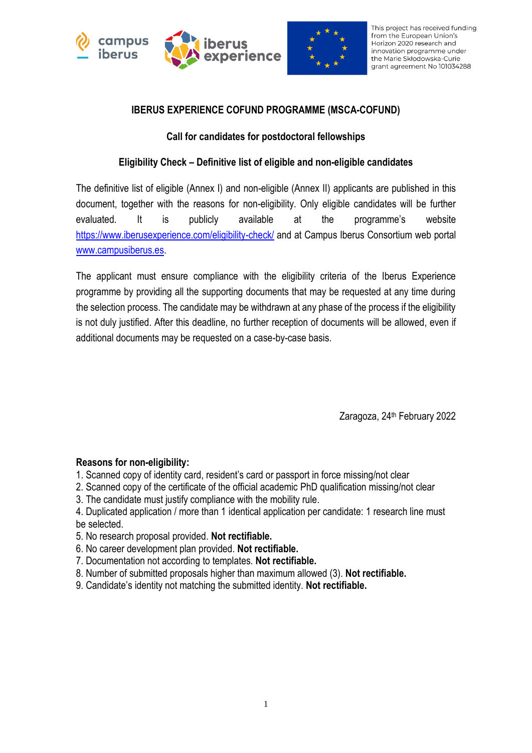This project has received funding from the European Union's Horizon 2020 research and innovation programme under the Marie Skłodowska-Curie grant agreement No 101034288

## IBERUS EXPERIENCE COFUND PROGRAMME (MSCA-COFUND)

### Call for candidates for postdoctoral fellowships

### Eligibility Check – Definitive list of eligible and non-eligible candidates

The definitive list of eligible (Annex I) and non-eligible (Annex II) applicants are published in this document, together with the reasons for non-eligibility. Only eligible candidates will be further evaluated. It is publicly available at the programme's website https://www.iberusexperience.com/eligibility-check/ and at Campus Iberus Consortium web portal www.campusiberus.es.

The applicant must ensure compliance with the eligibility criteria of the Iberus Experience programme by providing all the supporting documents that may be requested at any time during the selection process. The candidate may be withdrawn at any phase of the process if the eligibility is not duly justified. After this deadline, no further reception of documents will be allowed, even if additional documents may be requested on a case-by-case basis.

Zaragoza, 24th February 2022

**Reasons for non-eligibility:**

1. Scanned copy of identity card, resident's card or passport in force missing/not clear
2. Scanned copy of the certificate of the official academic PhD qualification missing/not clear
3. The candidate must justify compliance with the mobility rule.
4. Duplicated application / more than 1 identical application per candidate: 1 research line must be selected.
5. No research proposal provided. **Not rectifiable.**
6. No career development plan provided. **Not rectifiable.**
7. Documentation not according to templates. **Not rectifiable.**
8. Number of submitted proposals higher than maximum allowed (3). **Not rectifiable.**
9. Candidate's identity not matching the submitted identity. **Not rectifiable.**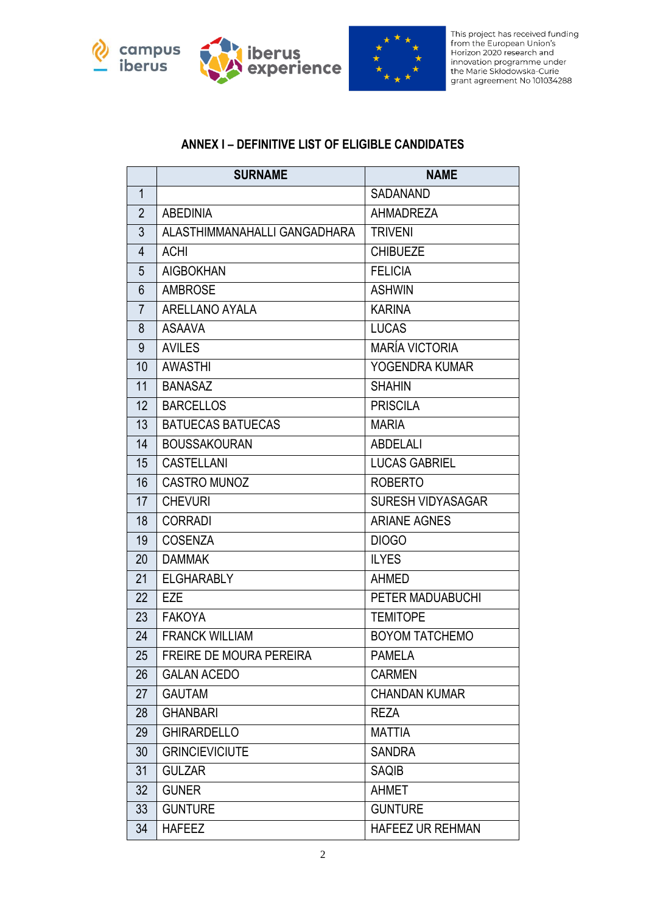### ANNEX I – DEFINITIVE LIST OF ELIGIBLE CANDIDATES

| | SURNAME | NAME |
|---|---|---|
| 1 | | SADANAND |
| 2 | ABEDINIA | AHMADREZA |
| 3 | ALASTHIMMANAHALLI GANGADHARA | TRIVENI |
| 4 | ACHI | CHIBUEZE |
| 5 | AIGBOKHAN | FELICIA |
| 6 | AMBROSE | ASHWIN |
| 7 | ARELLANO AYALA | KARINA |
| 8 | ASAAVA | LUCAS |
| 9 | AVILES | MARÍA VICTORIA |
| 10 | AWASTHI | YOGENDRA KUMAR |
| 11 | BANASAZ | SHAHIN |
| 12 | BARCELLOS | PRISCILA |
| 13 | BATUECAS BATUECAS | MARIA |
| 14 | BOUSSAKOURAN | ABDELALI |
| 15 | CASTELLANI | LUCAS GABRIEL |
| 16 | CASTRO MUNOZ | ROBERTO |
| 17 | CHEVURI | SURESH VIDYASAGAR |
| 18 | CORRADI | ARIANE AGNES |
| 19 | COSENZA | DIOGO |
| 20 | DAMMAK | ILYES |
| 21 | ELGHARABLY | AHMED |
| 22 | EZE | PETER MADUABUCHI |
| 23 | FAKOYA | TEMITOPE |
| 24 | FRANCK WILLIAM | BOYOM TATCHEMO |
| 25 | FREIRE DE MOURA PEREIRA | PAMELA |
| 26 | GALAN ACEDO | CARMEN |
| 27 | GAUTAM | CHANDAN KUMAR |
| 28 | GHANBARI | REZA |
| 29 | GHIRARDELLO | MATTIA |
| 30 | GRINCIEVICIUTE | SANDRA |
| 31 | GULZAR | SAQIB |
| 32 | GUNER | AHMET |
| 33 | GUNTURE | GUNTURE |
| 34 | HAFEEZ | HAFEEZ UR REHMAN |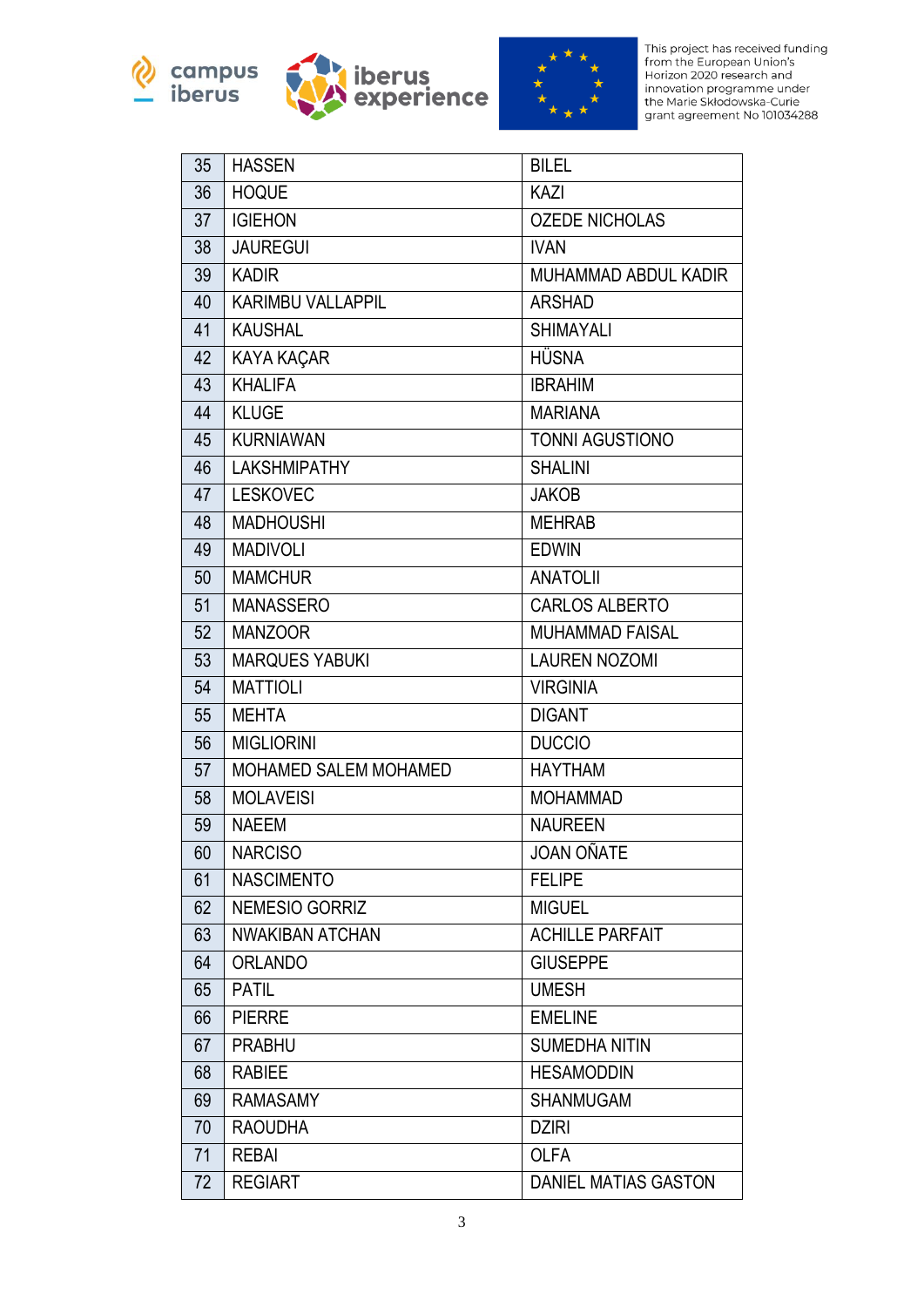| 35 | HASSEN | BILEL |
|---|---|---|
| 36 | HOQUE | KAZI |
| 37 | IGIEHON | OZEDE NICHOLAS |
| 38 | JAUREGUI | IVAN |
| 39 | KADIR | MUHAMMAD ABDUL KADIR |
| 40 | KARIMBU VALLAPPIL | ARSHAD |
| 41 | KAUSHAL | SHIMAYALI |
| 42 | KAYA KAÇAR | HÜSNA |
| 43 | KHALIFA | IBRAHIM |
| 44 | KLUGE | MARIANA |
| 45 | KURNIAWAN | TONNI AGUSTIONO |
| 46 | LAKSHMIPATHY | SHALINI |
| 47 | LESKOVEC | JAKOB |
| 48 | MADHOUSHI | MEHRAB |
| 49 | MADIVOLI | EDWIN |
| 50 | MAMCHUR | ANATOLII |
| 51 | MANASSERO | CARLOS ALBERTO |
| 52 | MANZOOR | MUHAMMAD FAISAL |
| 53 | MARQUES YABUKI | LAUREN NOZOMI |
| 54 | MATTIOLI | VIRGINIA |
| 55 | MEHTA | DIGANT |
| 56 | MIGLIORINI | DUCCIO |
| 57 | MOHAMED SALEM MOHAMED | HAYTHAM |
| 58 | MOLAVEISI | MOHAMMAD |
| 59 | NAEEM | NAUREEN |
| 60 | NARCISO | JOAN OÑATE |
| 61 | NASCIMENTO | FELIPE |
| 62 | NEMESIO GORRIZ | MIGUEL |
| 63 | NWAKIBAN ATCHAN | ACHILLE PARFAIT |
| 64 | ORLANDO | GIUSEPPE |
| 65 | PATIL | UMESH |
| 66 | PIERRE | EMELINE |
| 67 | PRABHU | SUMEDHA NITIN |
| 68 | RABIEE | HESAMODDIN |
| 69 | RAMASAMY | SHANMUGAM |
| 70 | RAOUDHA | DZIRI |
| 71 | REBAI | OLFA |
| 72 | REGIART | DANIEL MATIAS GASTON |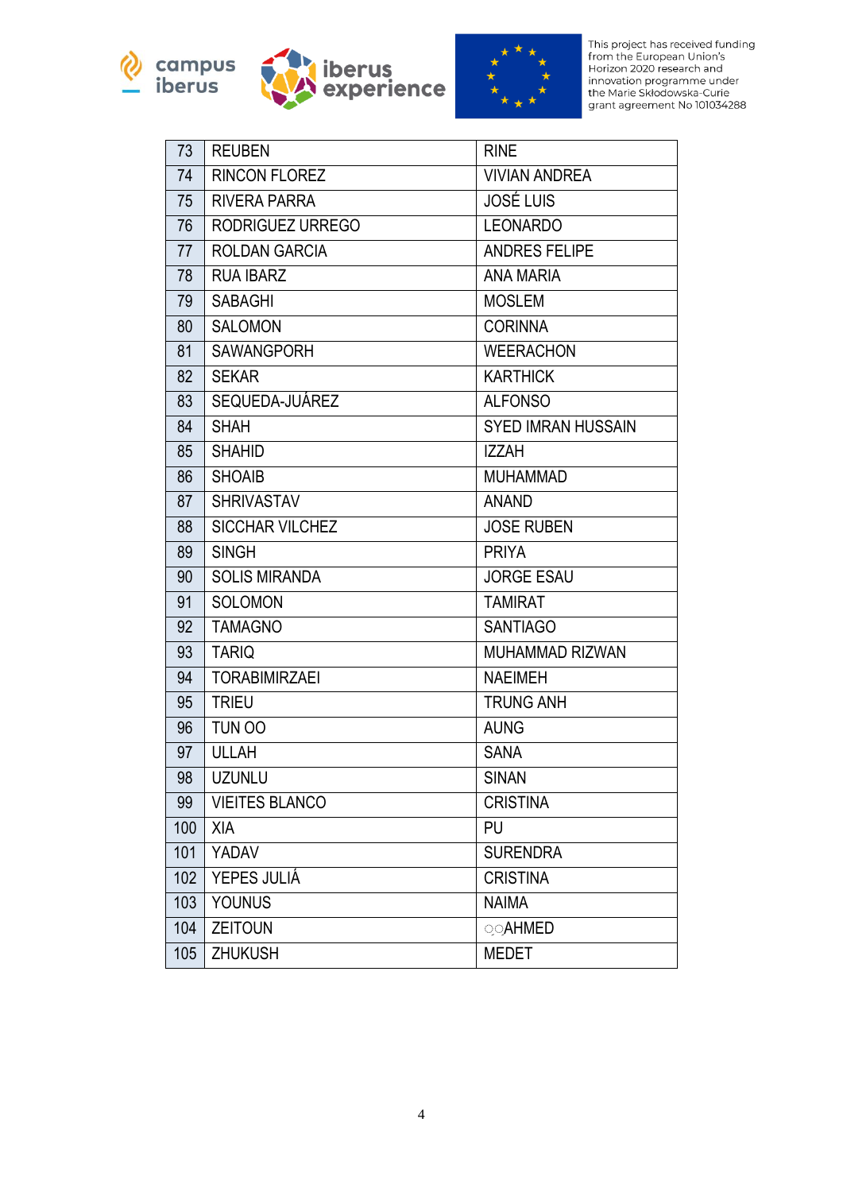| 73 | REUBEN | RINE |
|---|---|---|
| 74 | RINCON FLOREZ | VIVIAN ANDREA |
| 75 | RIVERA PARRA | JOSÉ LUIS |
| 76 | RODRIGUEZ URREGO | LEONARDO |
| 77 | ROLDAN GARCIA | ANDRES FELIPE |
| 78 | RUA IBARZ | ANA MARIA |
| 79 | SABAGHI | MOSLEM |
| 80 | SALOMON | CORINNA |
| 81 | SAWANGPORH | WEERACHON |
| 82 | SEKAR | KARTHICK |
| 83 | SEQUEDA-JUÁREZ | ALFONSO |
| 84 | SHAH | SYED IMRAN HUSSAIN |
| 85 | SHAHID | IZZAH |
| 86 | SHOAIB | MUHAMMAD |
| 87 | SHRIVASTAV | ANAND |
| 88 | SICCHAR VILCHEZ | JOSE RUBEN |
| 89 | SINGH | PRIYA |
| 90 | SOLIS MIRANDA | JORGE ESAU |
| 91 | SOLOMON | TAMIRAT |
| 92 | TAMAGNO | SANTIAGO |
| 93 | TARIQ | MUHAMMAD RIZWAN |
| 94 | TORABIMIRZAEI | NAEIMEH |
| 95 | TRIEU | TRUNG ANH |
| 96 | TUN OO | AUNG |
| 97 | ULLAH | SANA |
| 98 | UZUNLU | SINAN |
| 99 | VIEITES BLANCO | CRISTINA |
| 100 | XIA | PU |
| 101 | YADAV | SURENDRA |
| 102 | YEPES JULIÁ | CRISTINA |
| 103 | YOUNUS | NAIMA |
| 104 | ZEITOUN | ◌◌AHMED |
| 105 | ZHUKUSH | MEDET |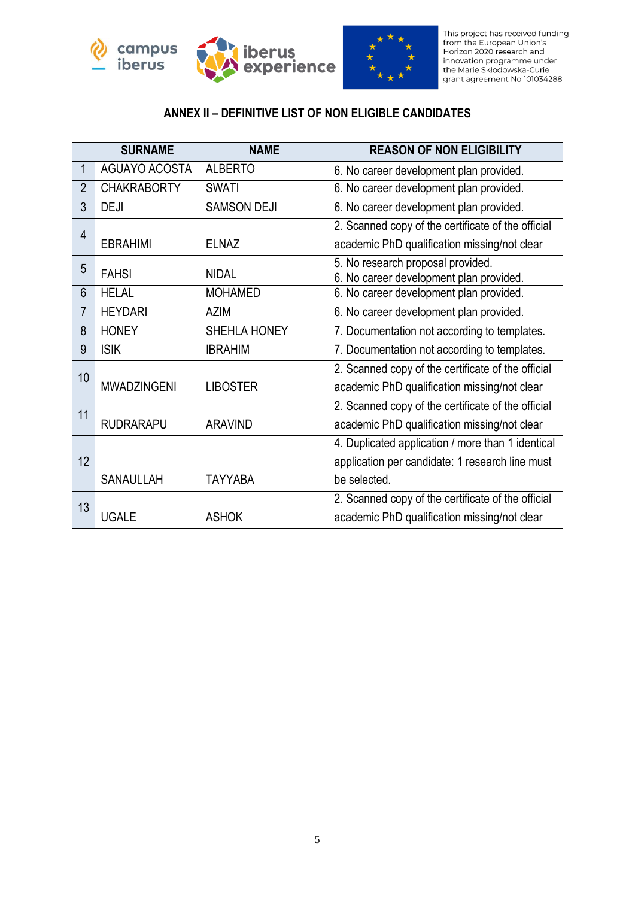## ANNEX II – DEFINITIVE LIST OF NON ELIGIBLE CANDIDATES

| | SURNAME | NAME | REASON OF NON ELIGIBILITY |
|---|---|---|---|
| 1 | AGUAYO ACOSTA | ALBERTO | 6. No career development plan provided. |
| 2 | CHAKRABORTY | SWATI | 6. No career development plan provided. |
| 3 | DEJI | SAMSON DEJI | 6. No career development plan provided. |
| 4 | EBRAHIMI | ELNAZ | 2. Scanned copy of the certificate of the official academic PhD qualification missing/not clear |
| 5 | FAHSI | NIDAL | 5. No research proposal provided.<br>6. No career development plan provided. |
| 6 | HELAL | MOHAMED | 6. No career development plan provided. |
| 7 | HEYDARI | AZIM | 6. No career development plan provided. |
| 8 | HONEY | SHEHLA HONEY | 7. Documentation not according to templates. |
| 9 | ISIK | IBRAHIM | 7. Documentation not according to templates. |
| 10 | MWADZINGENI | LIBOSTER | 2. Scanned copy of the certificate of the official academic PhD qualification missing/not clear |
| 11 | RUDRARAPU | ARAVIND | 2. Scanned copy of the certificate of the official academic PhD qualification missing/not clear |
| 12 | SANAULLAH | TAYYABA | 4. Duplicated application / more than 1 identical application per candidate: 1 research line must be selected. |
| 13 | UGALE | ASHOK | 2. Scanned copy of the certificate of the official academic PhD qualification missing/not clear |